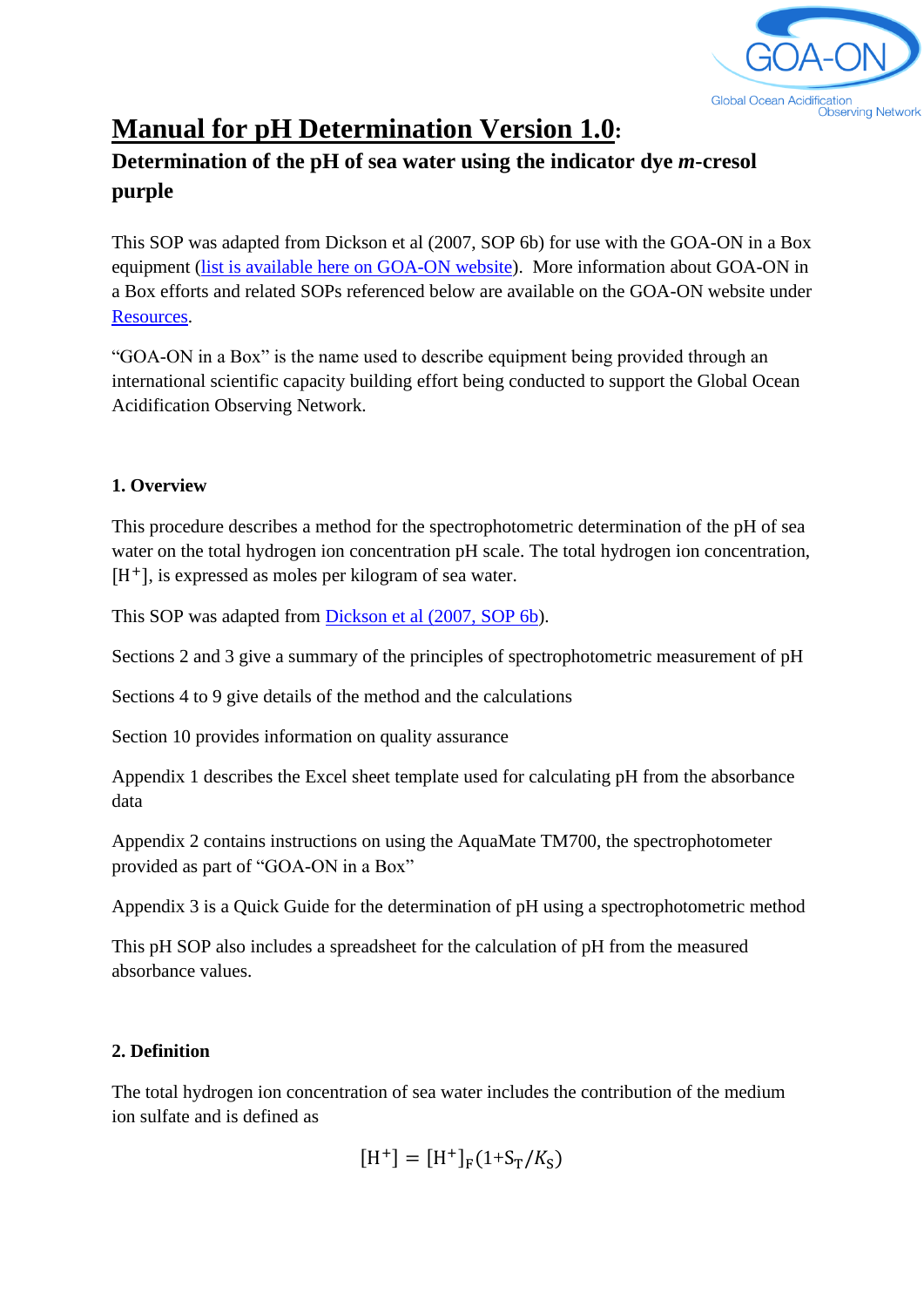# Manual for pH Determination Version 1.0:

## Determination of the pH of sea water using the indicator dye *m*-cresol purple

This SOP was adapted from Dickson et al (2007, SOP 6b) for use with the GOA-ON in a Box equipment (list is available here on GOA-ON website). More information about GOA-ON in a Box efforts and related SOPs referenced below are available on the GOA-ON website under Resources.

"GOA-ON in a Box" is the name used to describe equipment being provided through an international scientific capacity building effort being conducted to support the Global Ocean Acidification Observing Network.

### 1. Overview

This procedure describes a method for the spectrophotometric determination of the pH of sea water on the total hydrogen ion concentration pH scale. The total hydrogen ion concentration, $[H^+]$, is expressed as moles per kilogram of sea water.

This SOP was adapted from Dickson et al (2007, SOP 6b).

Sections 2 and 3 give a summary of the principles of spectrophotometric measurement of pH

Sections 4 to 9 give details of the method and the calculations

Section 10 provides information on quality assurance

Appendix 1 describes the Excel sheet template used for calculating pH from the absorbance data

Appendix 2 contains instructions on using the AquaMate TM700, the spectrophotometer provided as part of "GOA-ON in a Box"

Appendix 3 is a Quick Guide for the determination of pH using a spectrophotometric method

This pH SOP also includes a spreadsheet for the calculation of pH from the measured absorbance values.

### 2. Definition

The total hydrogen ion concentration of sea water includes the contribution of the medium ion sulfate and is defined as

$$[H^+] = [H^+]_F(1+S_T/K_S)$$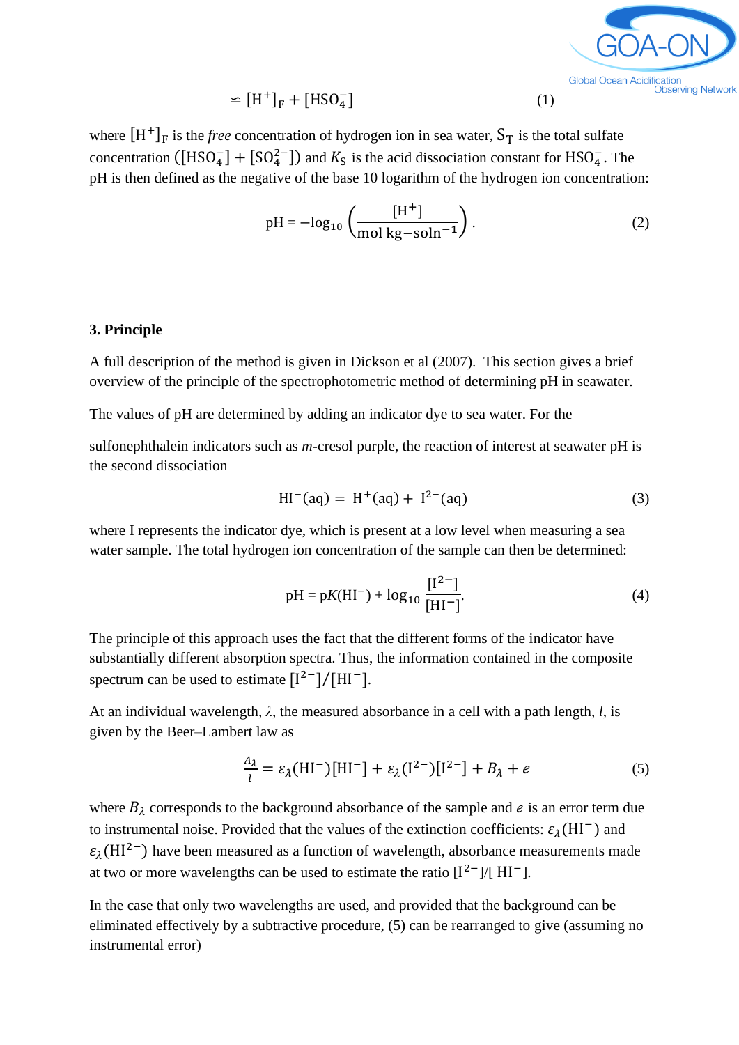$$\simeq [H^+]_F + [HSO_4^-] \tag{1}$$

where $[H^+]_F$ is the *free* concentration of hydrogen ion in sea water, $S_T$ is the total sulfate concentration ($[HSO_4^-] + [SO_4^{2-}]$) and $K_S$ is the acid dissociation constant for $HSO_4^-$. The pH is then defined as the negative of the base 10 logarithm of the hydrogen ion concentration:

$$\mathrm{pH} = -\log_{10}\left(\frac{[H^+]}{\text{mol kg–soln}^{-1}}\right). \tag{2}$$

**3. Principle**

A full description of the method is given in Dickson et al (2007). This section gives a brief overview of the principle of the spectrophotometric method of determining pH in seawater.

The values of pH are determined by adding an indicator dye to sea water. For the

sulfonephthalein indicators such as *m*-cresol purple, the reaction of interest at seawater pH is the second dissociation

$$HI^-(aq) = H^+(aq) + I^{2-}(aq) \tag{3}$$

where I represents the indicator dye, which is present at a low level when measuring a sea water sample. The total hydrogen ion concentration of the sample can then be determined:

$$\mathrm{pH} = \mathrm{p}K(HI^-) + \log_{10}\frac{[I^{2-}]}{[HI^-]}. \tag{4}$$

The principle of this approach uses the fact that the different forms of the indicator have substantially different absorption spectra. Thus, the information contained in the composite spectrum can be used to estimate $[I^{2-}]/[HI^-]$.

At an individual wavelength, $\lambda$, the measured absorbance in a cell with a path length, $l$, is given by the Beer–Lambert law as

$$\frac{A_\lambda}{l} = \varepsilon_\lambda(HI^-)[HI^-] + \varepsilon_\lambda(I^{2-})[I^{2-}] + B_\lambda + e \tag{5}$$

where $B_\lambda$ corresponds to the background absorbance of the sample and $e$ is an error term due to instrumental noise. Provided that the values of the extinction coefficients: $\varepsilon_\lambda(HI^-)$ and $\varepsilon_\lambda(HI^{2-})$ have been measured as a function of wavelength, absorbance measurements made at two or more wavelengths can be used to estimate the ratio $[I^{2-}]/[HI^-]$.

In the case that only two wavelengths are used, and provided that the background can be eliminated effectively by a subtractive procedure, (5) can be rearranged to give (assuming no instrumental error)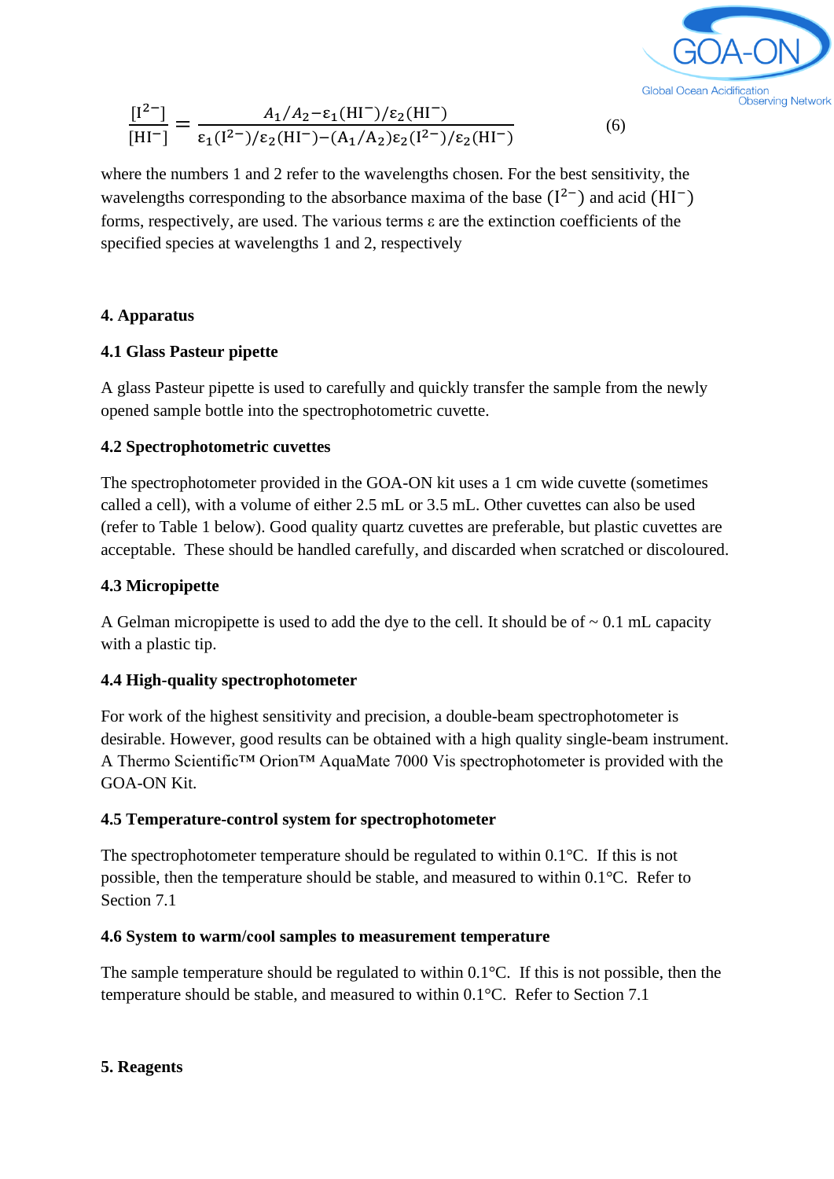$$\frac{[I^{2-}]}{[HI^{-}]} = \frac{A_1/A_2 - \varepsilon_1(HI^{-})/\varepsilon_2(HI^{-})}{\varepsilon_1(I^{2-})/\varepsilon_2(HI^{-}) - (A_1/A_2)\varepsilon_2(I^{2-})/\varepsilon_2(HI^{-})} \qquad (6)$$

where the numbers 1 and 2 refer to the wavelengths chosen. For the best sensitivity, the wavelengths corresponding to the absorbance maxima of the base $(I^{2-})$ and acid $(HI^{-})$ forms, respectively, are used. The various terms ε are the extinction coefficients of the specified species at wavelengths 1 and 2, respectively

## 4. Apparatus

### 4.1 Glass Pasteur pipette

A glass Pasteur pipette is used to carefully and quickly transfer the sample from the newly opened sample bottle into the spectrophotometric cuvette.

### 4.2 Spectrophotometric cuvettes

The spectrophotometer provided in the GOA-ON kit uses a 1 cm wide cuvette (sometimes called a cell), with a volume of either 2.5 mL or 3.5 mL. Other cuvettes can also be used (refer to Table 1 below). Good quality quartz cuvettes are preferable, but plastic cuvettes are acceptable. These should be handled carefully, and discarded when scratched or discoloured.

### 4.3 Micropipette

A Gelman micropipette is used to add the dye to the cell. It should be of ~ 0.1 mL capacity with a plastic tip.

### 4.4 High-quality spectrophotometer

For work of the highest sensitivity and precision, a double-beam spectrophotometer is desirable. However, good results can be obtained with a high quality single-beam instrument. A Thermo Scientific™ Orion™ AquaMate 7000 Vis spectrophotometer is provided with the GOA-ON Kit.

### 4.5 Temperature-control system for spectrophotometer

The spectrophotometer temperature should be regulated to within 0.1°C. If this is not possible, then the temperature should be stable, and measured to within 0.1°C. Refer to Section 7.1

### 4.6 System to warm/cool samples to measurement temperature

The sample temperature should be regulated to within 0.1°C. If this is not possible, then the temperature should be stable, and measured to within 0.1°C. Refer to Section 7.1

## 5. Reagents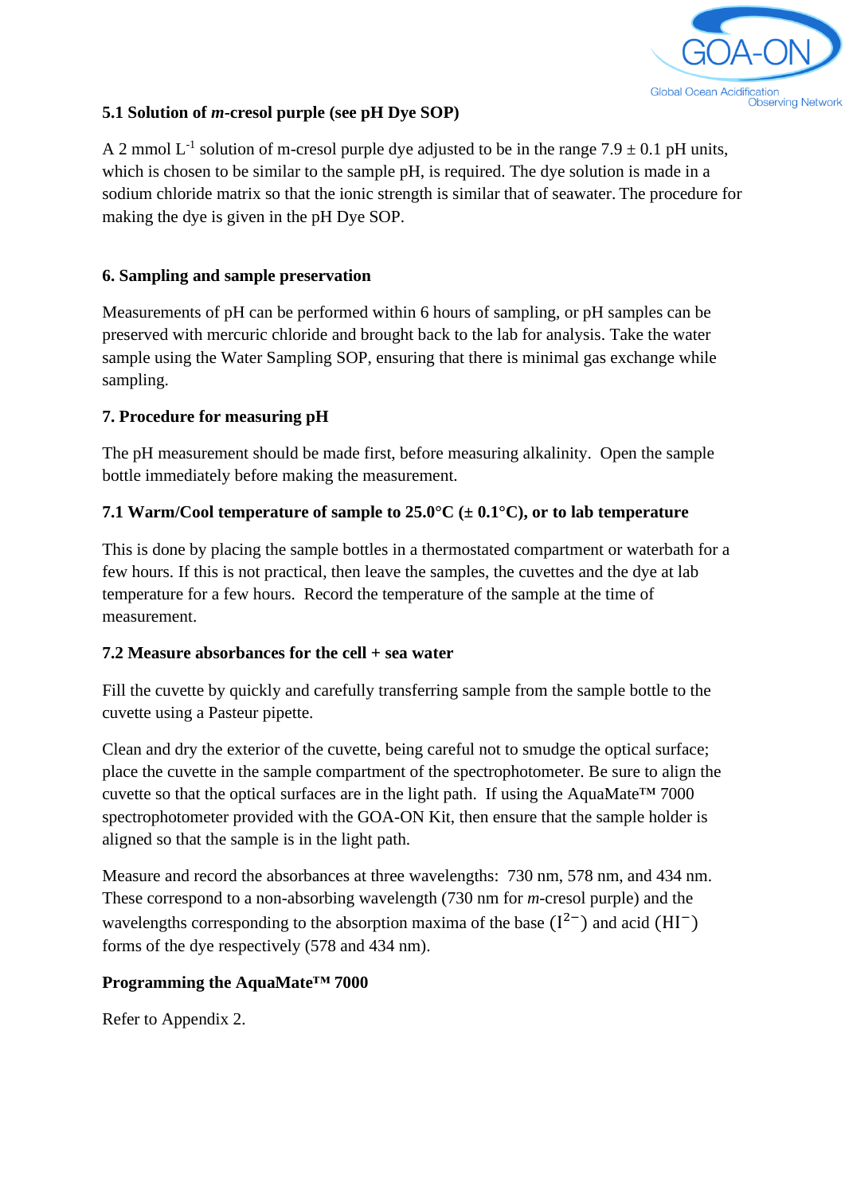### 5.1 Solution of *m*-cresol purple (see pH Dye SOP)

A 2 mmol $L^{-1}$ solution of m-cresol purple dye adjusted to be in the range 7.9 ± 0.1 pH units, which is chosen to be similar to the sample pH, is required. The dye solution is made in a sodium chloride matrix so that the ionic strength is similar that of seawater. The procedure for making the dye is given in the pH Dye SOP.

## 6. Sampling and sample preservation

Measurements of pH can be performed within 6 hours of sampling, or pH samples can be preserved with mercuric chloride and brought back to the lab for analysis. Take the water sample using the Water Sampling SOP, ensuring that there is minimal gas exchange while sampling.

## 7. Procedure for measuring pH

The pH measurement should be made first, before measuring alkalinity. Open the sample bottle immediately before making the measurement.

### 7.1 Warm/Cool temperature of sample to 25.0°C (± 0.1°C), or to lab temperature

This is done by placing the sample bottles in a thermostated compartment or waterbath for a few hours. If this is not practical, then leave the samples, the cuvettes and the dye at lab temperature for a few hours. Record the temperature of the sample at the time of measurement.

### 7.2 Measure absorbances for the cell + sea water

Fill the cuvette by quickly and carefully transferring sample from the sample bottle to the cuvette using a Pasteur pipette.

Clean and dry the exterior of the cuvette, being careful not to smudge the optical surface; place the cuvette in the sample compartment of the spectrophotometer. Be sure to align the cuvette so that the optical surfaces are in the light path. If using the AquaMate™ 7000 spectrophotometer provided with the GOA-ON Kit, then ensure that the sample holder is aligned so that the sample is in the light path.

Measure and record the absorbances at three wavelengths: 730 nm, 578 nm, and 434 nm. These correspond to a non-absorbing wavelength (730 nm for *m*-cresol purple) and the wavelengths corresponding to the absorption maxima of the base $(I^{2-})$ and acid $(HI^{-})$ forms of the dye respectively (578 and 434 nm).

**Programming the AquaMate™ 7000**

Refer to Appendix 2.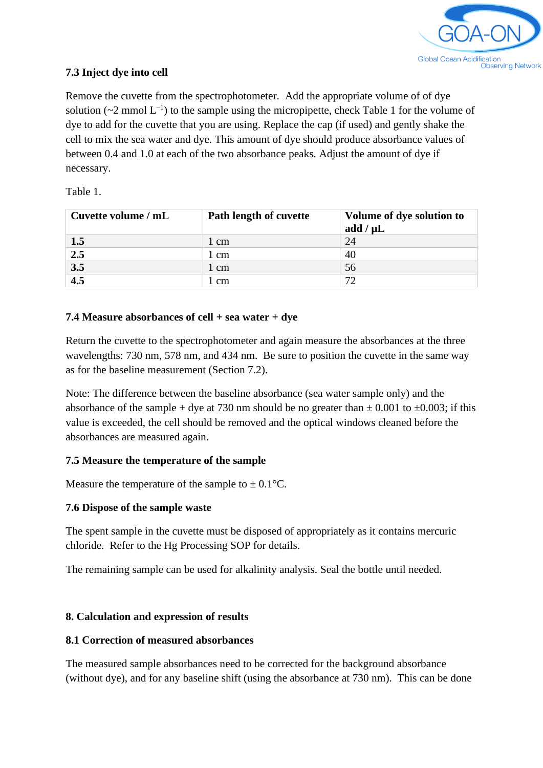### 7.3 Inject dye into cell

Remove the cuvette from the spectrophotometer. Add the appropriate volume of of dye solution (~2 mmol $L^{-1}$) to the sample using the micropipette, check Table 1 for the volume of dye to add for the cuvette that you are using. Replace the cap (if used) and gently shake the cell to mix the sea water and dye. This amount of dye should produce absorbance values of between 0.4 and 1.0 at each of the two absorbance peaks. Adjust the amount of dye if necessary.

Table 1.

| Cuvette volume / mL | Path length of cuvette | Volume of dye solution to add / µL |
|---|---|---|
| **1.5** | 1 cm | 24 |
| **2.5** | 1 cm | 40 |
| **3.5** | 1 cm | 56 |
| **4.5** | 1 cm | 72 |

### 7.4 Measure absorbances of cell + sea water + dye

Return the cuvette to the spectrophotometer and again measure the absorbances at the three wavelengths: 730 nm, 578 nm, and 434 nm. Be sure to position the cuvette in the same way as for the baseline measurement (Section 7.2).

Note: The difference between the baseline absorbance (sea water sample only) and the absorbance of the sample + dye at 730 nm should be no greater than ± 0.001 to ±0.003; if this value is exceeded, the cell should be removed and the optical windows cleaned before the absorbances are measured again.

### 7.5 Measure the temperature of the sample

Measure the temperature of the sample to ± 0.1°C.

### 7.6 Dispose of the sample waste

The spent sample in the cuvette must be disposed of appropriately as it contains mercuric chloride. Refer to the Hg Processing SOP for details.

The remaining sample can be used for alkalinity analysis. Seal the bottle until needed.

## 8. Calculation and expression of results

### 8.1 Correction of measured absorbances

The measured sample absorbances need to be corrected for the background absorbance (without dye), and for any baseline shift (using the absorbance at 730 nm). This can be done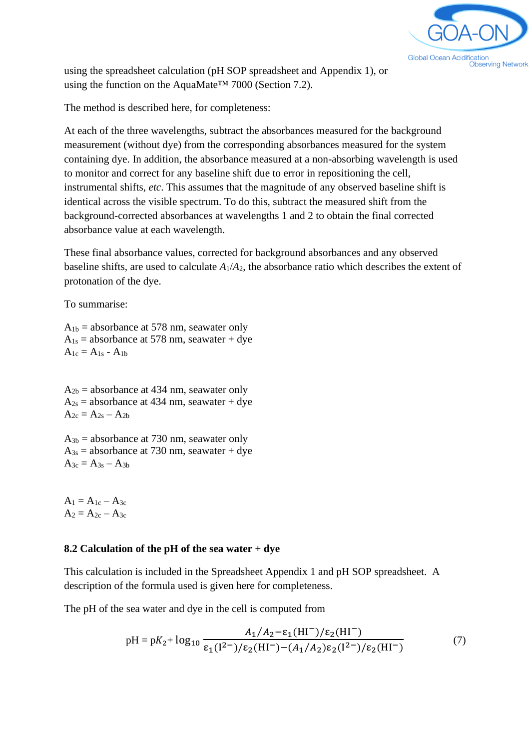using the spreadsheet calculation (pH SOP spreadsheet and Appendix 1), or using the function on the AquaMate™ 7000 (Section 7.2).

The method is described here, for completeness:

At each of the three wavelengths, subtract the absorbances measured for the background measurement (without dye) from the corresponding absorbances measured for the system containing dye. In addition, the absorbance measured at a non-absorbing wavelength is used to monitor and correct for any baseline shift due to error in repositioning the cell, instrumental shifts, *etc*. This assumes that the magnitude of any observed baseline shift is identical across the visible spectrum. To do this, subtract the measured shift from the background-corrected absorbances at wavelengths 1 and 2 to obtain the final corrected absorbance value at each wavelength.

These final absorbance values, corrected for background absorbances and any observed baseline shifts, are used to calculate $A_1/A_2$, the absorbance ratio which describes the extent of protonation of the dye.

To summarise:

$A_{1b}$ = absorbance at 578 nm, seawater only
$A_{1s}$ = absorbance at 578 nm, seawater + dye
$A_{1c} = A_{1s} - A_{1b}$

$A_{2b}$ = absorbance at 434 nm, seawater only
$A_{2s}$ = absorbance at 434 nm, seawater + dye
$A_{2c} = A_{2s} - A_{2b}$

$A_{3b}$ = absorbance at 730 nm, seawater only
$A_{3s}$ = absorbance at 730 nm, seawater + dye
$A_{3c} = A_{3s} - A_{3b}$

$A_1 = A_{1c} - A_{3c}$
$A_2 = A_{2c} - A_{3c}$

### 8.2 Calculation of the pH of the sea water + dye

This calculation is included in the Spreadsheet Appendix 1 and pH SOP spreadsheet. A description of the formula used is given here for completeness.

The pH of the sea water and dye in the cell is computed from

$$\mathrm{pH} = \mathrm{p}K_2 + \log_{10} \frac{A_1/A_2 - \varepsilon_1(\mathrm{HI}^-)/\varepsilon_2(\mathrm{HI}^-)}{\varepsilon_1(\mathrm{I}^{2-})/\varepsilon_2(\mathrm{HI}^-) - (A_1/A_2)\varepsilon_2(\mathrm{I}^{2-})/\varepsilon_2(\mathrm{HI}^-)} \quad (7)$$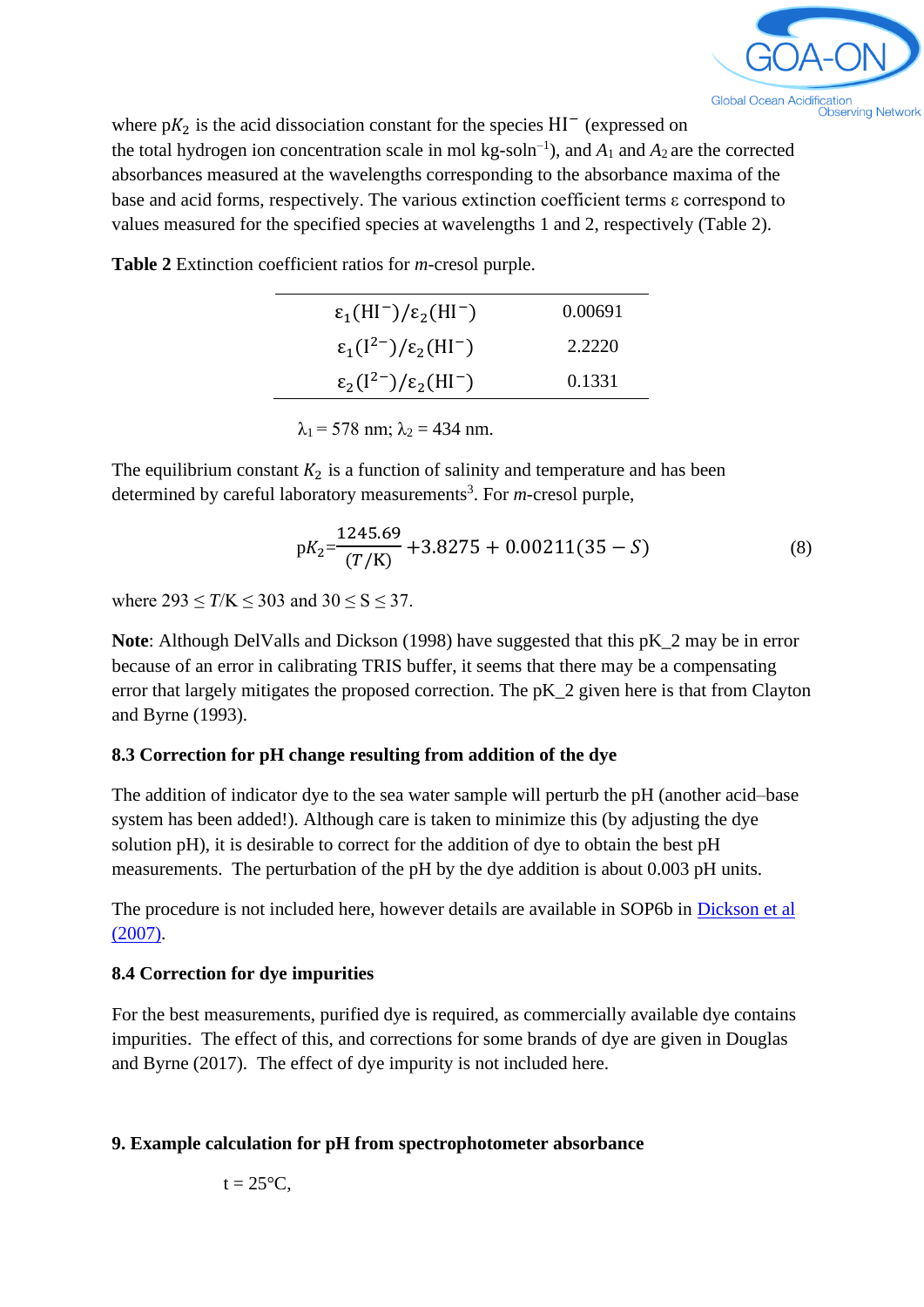where $pK_2$ is the acid dissociation constant for the species $HI^-$ (expressed on the total hydrogen ion concentration scale in mol kg-soln$^{-1}$), and $A_1$ and $A_2$ are the corrected absorbances measured at the wavelengths corresponding to the absorbance maxima of the base and acid forms, respectively. The various extinction coefficient terms ε correspond to values measured for the specified species at wavelengths 1 and 2, respectively (Table 2).

**Table 2** Extinction coefficient ratios for *m*-cresol purple.

| | |
|---|---|
| $\varepsilon_1(HI^-)/\varepsilon_2(HI^-)$ | 0.00691 |
| $\varepsilon_1(I^{2-})/\varepsilon_2(HI^-)$ | 2.2220 |
| $\varepsilon_2(I^{2-})/\varepsilon_2(HI^-)$ | 0.1331 |

$\lambda_1 = 578$ nm; $\lambda_2 = 434$ nm.

The equilibrium constant $K_2$ is a function of salinity and temperature and has been determined by careful laboratory measurements[3]. For *m*-cresol purple,

$$pK_2 = \frac{1245.69}{(T/\mathrm{K})} + 3.8275 + 0.00211(35 - S) \tag{8}$$

where $293 \leq T/\mathrm{K} \leq 303$ and $30 \leq S \leq 37$.

**Note**: Although DelValls and Dickson (1998) have suggested that this pK_2 may be in error because of an error in calibrating TRIS buffer, it seems that there may be a compensating error that largely mitigates the proposed correction. The pK_2 given here is that from Clayton and Byrne (1993).

### 8.3 Correction for pH change resulting from addition of the dye

The addition of indicator dye to the sea water sample will perturb the pH (another acid–base system has been added!). Although care is taken to minimize this (by adjusting the dye solution pH), it is desirable to correct for the addition of dye to obtain the best pH measurements. The perturbation of the pH by the dye addition is about 0.003 pH units.

The procedure is not included here, however details are available in SOP6b in Dickson et al (2007).

### 8.4 Correction for dye impurities

For the best measurements, purified dye is required, as commercially available dye contains impurities. The effect of this, and corrections for some brands of dye are given in Douglas and Byrne (2017). The effect of dye impurity is not included here.

## 9. Example calculation for pH from spectrophotometer absorbance

t = 25°C,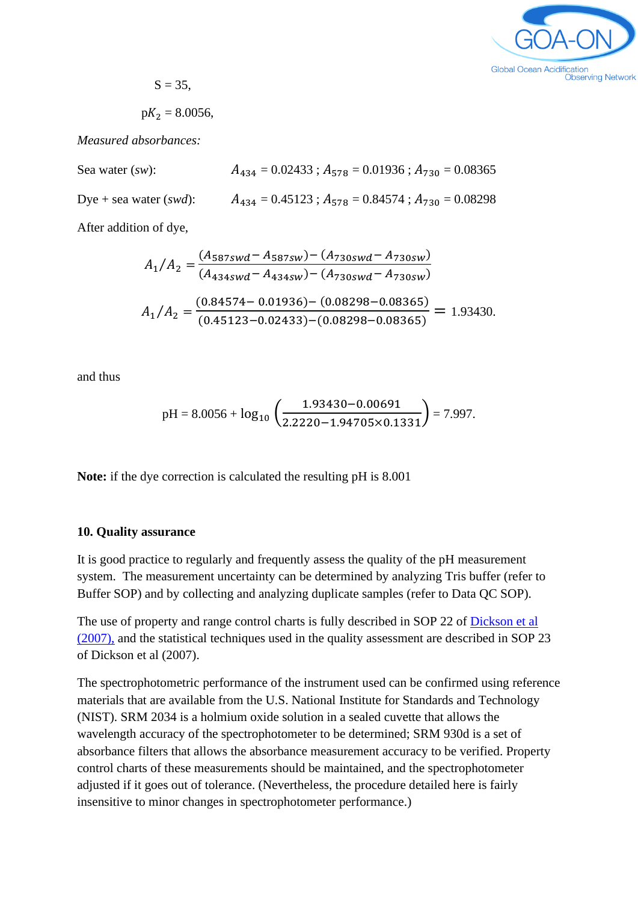$S = 35$,

$pK_2 = 8.0056$,

*Measured absorbances:*

Sea water (*sw*): $A_{434} = 0.02433$ ; $A_{578} = 0.01936$ ; $A_{730} = 0.08365$

Dye + sea water (*swd*): $A_{434} = 0.45123$ ; $A_{578} = 0.84574$ ; $A_{730} = 0.08298$

After addition of dye,

$$A_1/A_2 = \frac{(A_{587swd} - A_{587sw}) - (A_{730swd} - A_{730sw})}{(A_{434swd} - A_{434sw}) - (A_{730swd} - A_{730sw})}$$

$$A_1/A_2 = \frac{(0.84574 - 0.01936) - (0.08298 - 0.08365)}{(0.45123 - 0.02433) - (0.08298 - 0.08365)} = 1.93430.$$

and thus

$$\text{pH} = 8.0056 + \log_{10}\left(\frac{1.93430 - 0.00691}{2.2220 - 1.94705 \times 0.1331}\right) = 7.997.$$

**Note:** if the dye correction is calculated the resulting pH is 8.001

## 10. Quality assurance

It is good practice to regularly and frequently assess the quality of the pH measurement system. The measurement uncertainty can be determined by analyzing Tris buffer (refer to Buffer SOP) and by collecting and analyzing duplicate samples (refer to Data QC SOP).

The use of property and range control charts is fully described in SOP 22 of Dickson et al (2007), and the statistical techniques used in the quality assessment are described in SOP 23 of Dickson et al (2007).

The spectrophotometric performance of the instrument used can be confirmed using reference materials that are available from the U.S. National Institute for Standards and Technology (NIST). SRM 2034 is a holmium oxide solution in a sealed cuvette that allows the wavelength accuracy of the spectrophotometer to be determined; SRM 930d is a set of absorbance filters that allows the absorbance measurement accuracy to be verified. Property control charts of these measurements should be maintained, and the spectrophotometer adjusted if it goes out of tolerance. (Nevertheless, the procedure detailed here is fairly insensitive to minor changes in spectrophotometer performance.)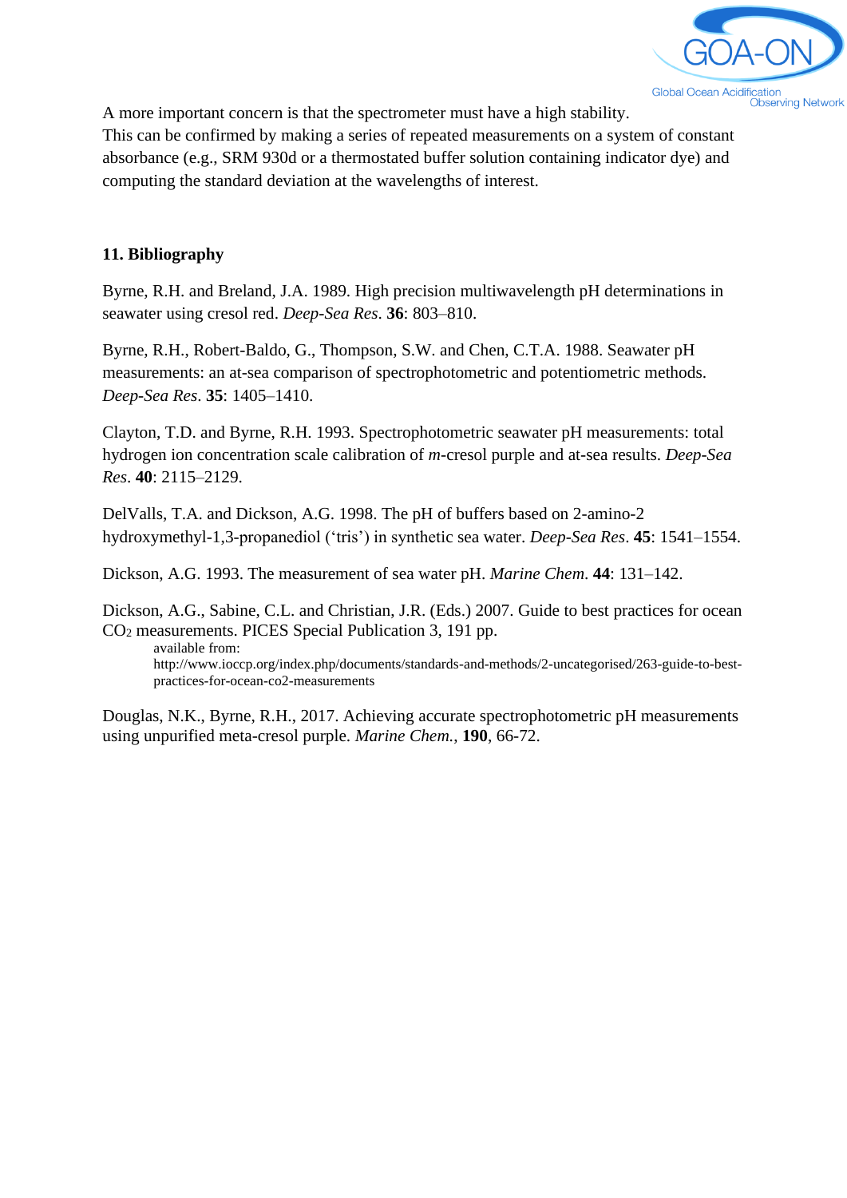A more important concern is that the spectrometer must have a high stability. This can be confirmed by making a series of repeated measurements on a system of constant absorbance (e.g., SRM 930d or a thermostated buffer solution containing indicator dye) and computing the standard deviation at the wavelengths of interest.

## 11. Bibliography

Byrne, R.H. and Breland, J.A. 1989. High precision multiwavelength pH determinations in seawater using cresol red. *Deep-Sea Res*. **36**: 803–810.

Byrne, R.H., Robert-Baldo, G., Thompson, S.W. and Chen, C.T.A. 1988. Seawater pH measurements: an at-sea comparison of spectrophotometric and potentiometric methods. *Deep-Sea Res*. **35**: 1405–1410.

Clayton, T.D. and Byrne, R.H. 1993. Spectrophotometric seawater pH measurements: total hydrogen ion concentration scale calibration of *m*-cresol purple and at-sea results. *Deep-Sea Res*. **40**: 2115–2129.

DelValls, T.A. and Dickson, A.G. 1998. The pH of buffers based on 2-amino-2 hydroxymethyl-1,3-propanediol ('tris') in synthetic sea water. *Deep-Sea Res*. **45**: 1541–1554.

Dickson, A.G. 1993. The measurement of sea water pH. *Marine Chem*. **44**: 131–142.

Dickson, A.G., Sabine, C.L. and Christian, J.R. (Eds.) 2007. Guide to best practices for ocean $CO_2$ measurements. PICES Special Publication 3, 191 pp.
available from:
http://www.ioccp.org/index.php/documents/standards-and-methods/2-uncategorised/263-guide-to-best-practices-for-ocean-co2-measurements

Douglas, N.K., Byrne, R.H., 2017. Achieving accurate spectrophotometric pH measurements using unpurified meta-cresol purple. *Marine Chem.*, **190**, 66-72.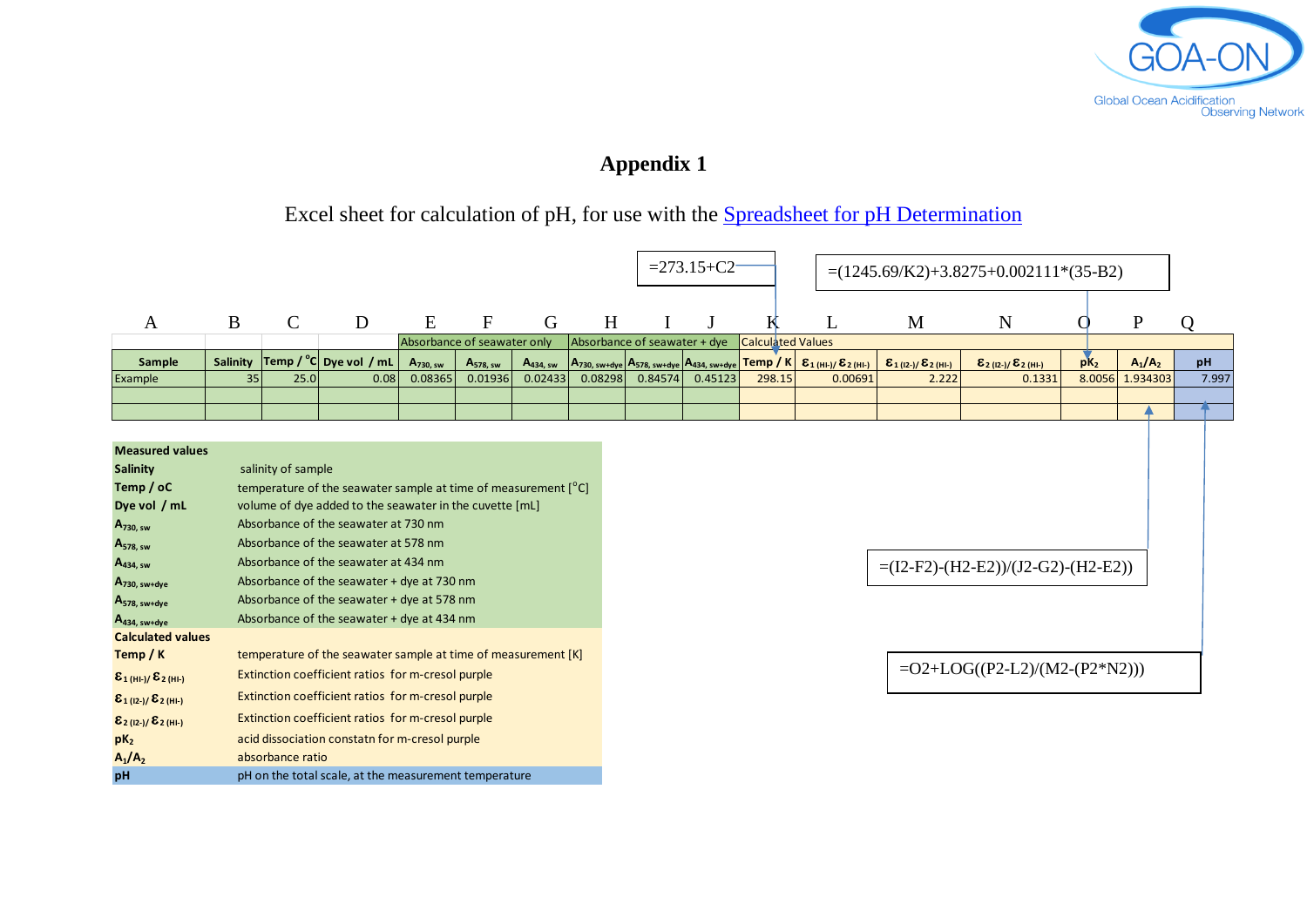# Appendix 1

Excel sheet for calculation of pH, for use with the Spreadsheet for pH Determination

Formulas:

- Temp / K (column K): =273.15+C2
- $pK_2$ (column O): =(1245.69/K2)+3.8275+0.002111*(35-B2)
- $A_1/A_2$ (column P): =(I2-F2)-(H2-E2))/(J2-G2)-(H2-E2))
- pH (column Q): =O2+LOG((P2-L2)/(M2-(P2*N2)))

| A | B | C | D | E | F | G | H | I | J | K | L | M | N | O | P | Q |
|---|---|---|---|---|---|---|---|---|---|---|---|---|---|---|---|---|
| | | | | Absorbance of seawater only | | | Absorbance of seawater + dye | | | Calculated Values | | | | | | |
| Sample | Salinity | Temp / °C | Dye vol / mL | $A_{730, sw}$ | $A_{578, sw}$ | $A_{434, sw}$ | $A_{730, sw+dye}$ | $A_{578, sw+dye}$ | $A_{434, sw+dye}$ | Temp / K | $\varepsilon_{1 (HI-)}/\varepsilon_{2 (HI-)}$ | $\varepsilon_{1 (I2-)}/\varepsilon_{2 (HI-)}$ | $\varepsilon_{2 (I2-)}/\varepsilon_{2 (HI-)}$ | $pK_2$ | $A_1/A_2$ | pH |
| Example | 35 | 25.0 | 0.08 | 0.08365 | 0.01936 | 0.02433 | 0.08298 | 0.84574 | 0.45123 | 298.15 | 0.00691 | 2.222 | 0.1331 | 8.0056 | 1.934303 | 7.997 |
| | | | | | | | | | | | | | | | | |
| | | | | | | | | | | | | | | | | |

| | |
|---|---|
| **Measured values** | |
| **Salinity** | salinity of sample |
| **Temp / oC** | temperature of the seawater sample at time of measurement [°C] |
| **Dye vol / mL** | volume of dye added to the seawater in the cuvette [mL] |
| $A_{730, sw}$ | Absorbance of the seawater at 730 nm |
| $A_{578, sw}$ | Absorbance of the seawater at 578 nm |
| $A_{434, sw}$ | Absorbance of the seawater at 434 nm |
| $A_{730, sw+dye}$ | Absorbance of the seawater + dye at 730 nm |
| $A_{578, sw+dye}$ | Absorbance of the seawater + dye at 578 nm |
| $A_{434, sw+dye}$ | Absorbance of the seawater + dye at 434 nm |
| **Calculated values** | |
| **Temp / K** | temperature of the seawater sample at time of measurement [K] |
| $\varepsilon_{1 (HI-)}/\varepsilon_{2 (HI-)}$ | Extinction coefficient ratios for m-cresol purple |
| $\varepsilon_{1 (I2-)}/\varepsilon_{2 (HI-)}$ | Extinction coefficient ratios for m-cresol purple |
| $\varepsilon_{2 (I2-)}/\varepsilon_{2 (HI-)}$ | Extinction coefficient ratios for m-cresol purple |
| $pK_2$ | acid dissociation constatn for m-cresol purple |
| $A_1/A_2$ | absorbance ratio |
| **pH** | pH on the total scale, at the measurement temperature |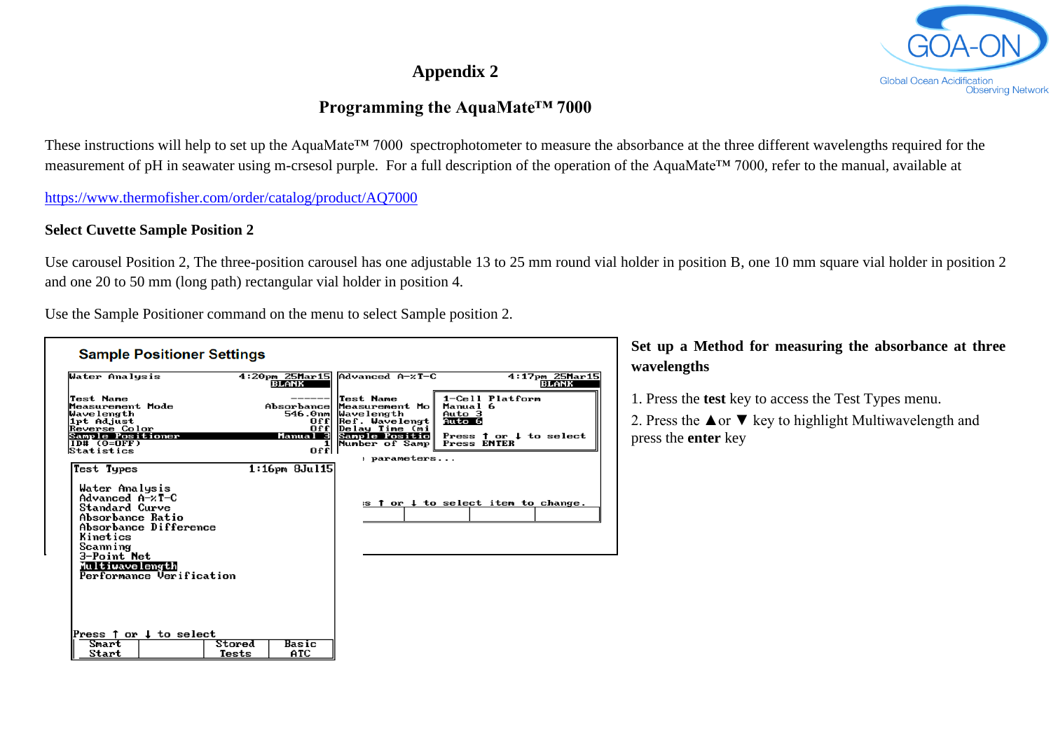# Appendix 2

## Programming the AquaMate™ 7000

These instructions will help to set up the AquaMate™ 7000 spectrophotometer to measure the absorbance at the three different wavelengths required for the measurement of pH in seawater using m-crsesol purple. For a full description of the operation of the AquaMate™ 7000, refer to the manual, available at

https://www.thermofisher.com/order/catalog/product/AQ7000

**Select Cuvette Sample Position 2**

Use carousel Position 2, The three-position carousel has one adjustable 13 to 25 mm round vial holder in position B, one 10 mm square vial holder in position 2 and one 20 to 50 mm (long path) rectangular vial holder in position 4.

Use the Sample Positioner command on the menu to select Sample position 2.

Sample Positioner Settings

```
Water Analysis          4:20pm 25Mar15
                               BLANK
Test Name                      ------
Measurement Mode           Absorbance
Wavelength                    546.0nm
1pt Adjust                        Off
Reverse Color                     Off
Sample Positioner            Manual 3
ID# (0=OFF)                         1
Statistics                        Off
```

```
Advanced A-%T-C         4:17pm 25Mar15
                               BLANK
Test Name          1-Cell Platform
Measurement Mo     Manual 6
Wavelength         Auto 3
Ref. Wavelengt     Auto 6
Delay Time (mi
Sample Positio     Press ↑ or ↓ to select
Number of Samp     Press ENTER
: parameters...
s ↑ or ↓ to select item to change.
```

```
Test Types              1:16pm 8Jul15

  Water Analysis
  Advanced A-%T-C
  Standard Curve
  Absorbance Ratio
  Absorbance Difference
  Kinetics
  Scanning
  3-Point Net
  Multiwavelength
  Performance Verification

Press ↑ or ↓ to select
 Smart  |        | Stored | Basic
 Start  |        | Tests  | ATC
```

**Set up a Method for measuring the absorbance at three wavelengths**

1. Press the **test** key to access the Test Types menu.
2. Press the ▲or ▼ key to highlight Multiwavelength and press the **enter** key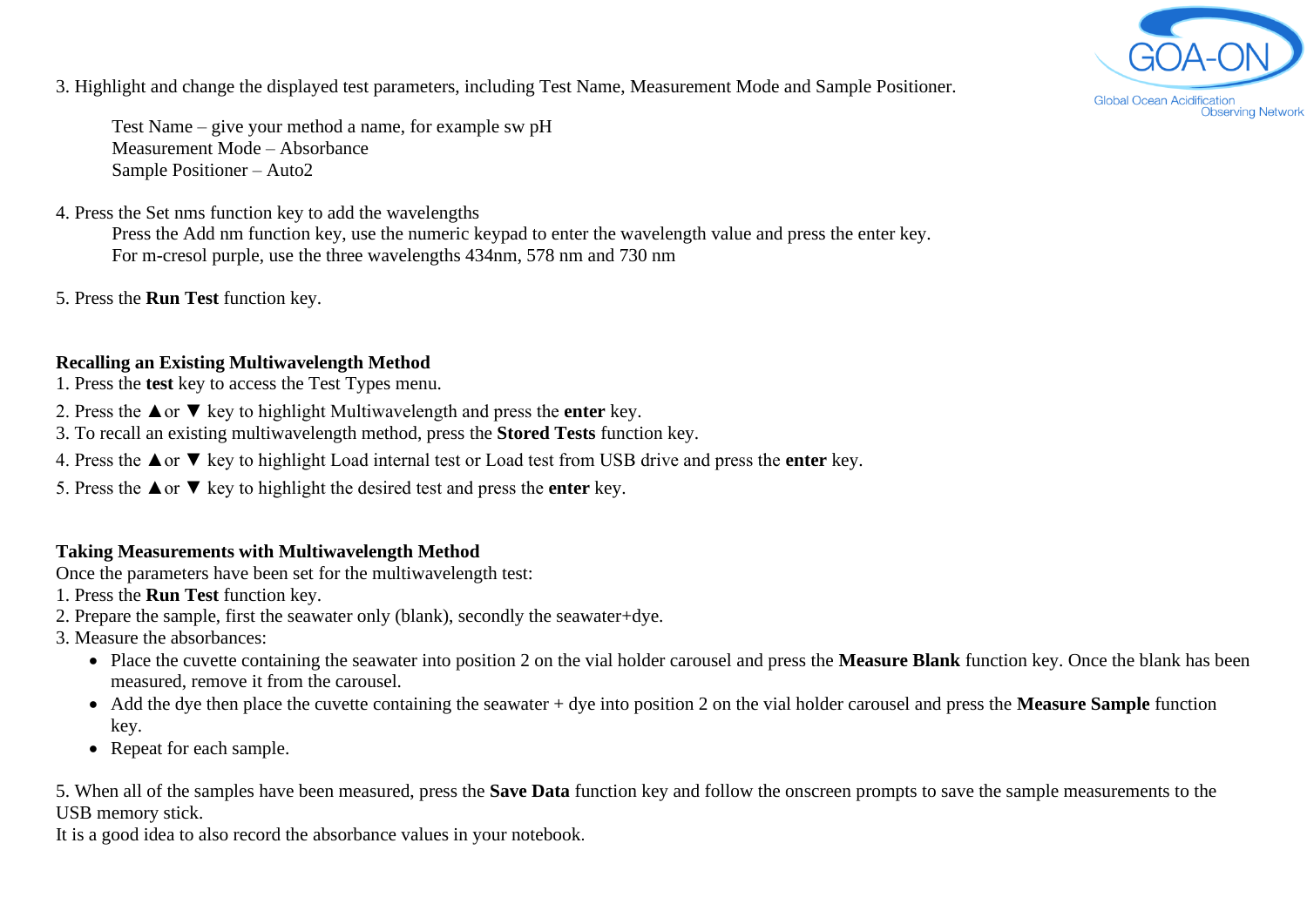3. Highlight and change the displayed test parameters, including Test Name, Measurement Mode and Sample Positioner.

Test Name – give your method a name, for example sw pH
Measurement Mode – Absorbance
Sample Positioner – Auto2

4. Press the Set nms function key to add the wavelengths
Press the Add nm function key, use the numeric keypad to enter the wavelength value and press the enter key.
For m-cresol purple, use the three wavelengths 434nm, 578 nm and 730 nm

5. Press the **Run Test** function key.

**Recalling an Existing Multiwavelength Method**

1. Press the **test** key to access the Test Types menu.
2. Press the ▲or ▼ key to highlight Multiwavelength and press the **enter** key.
3. To recall an existing multiwavelength method, press the **Stored Tests** function key.
4. Press the ▲or ▼ key to highlight Load internal test or Load test from USB drive and press the **enter** key.
5. Press the ▲or ▼ key to highlight the desired test and press the **enter** key.

**Taking Measurements with Multiwavelength Method**

Once the parameters have been set for the multiwavelength test:
1. Press the **Run Test** function key.
2. Prepare the sample, first the seawater only (blank), secondly the seawater+dye.
3. Measure the absorbances:
   - Place the cuvette containing the seawater into position 2 on the vial holder carousel and press the **Measure Blank** function key. Once the blank has been measured, remove it from the carousel.
   - Add the dye then place the cuvette containing the seawater + dye into position 2 on the vial holder carousel and press the **Measure Sample** function key.
   - Repeat for each sample.

5. When all of the samples have been measured, press the **Save Data** function key and follow the onscreen prompts to save the sample measurements to the USB memory stick.
It is a good idea to also record the absorbance values in your notebook.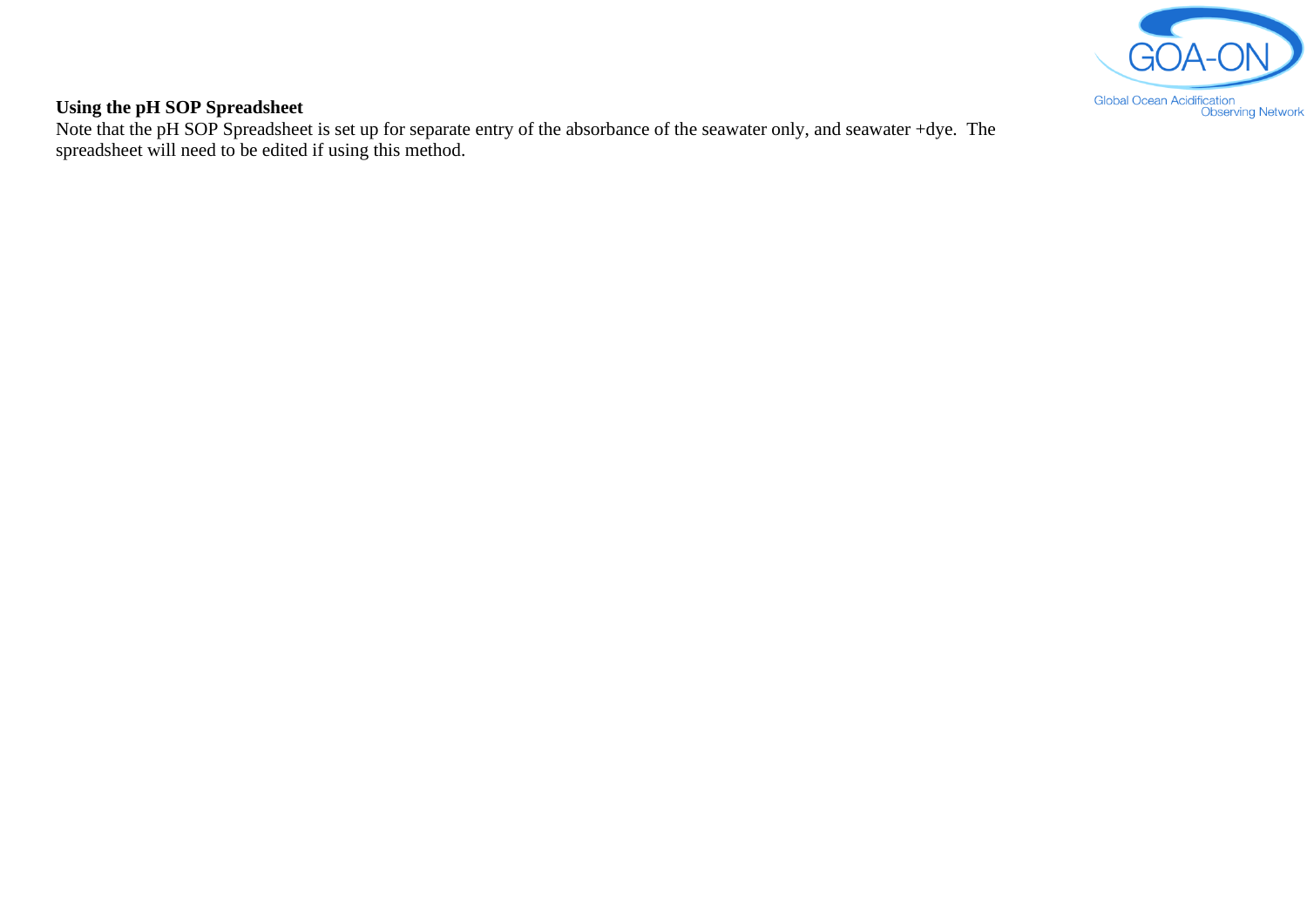**Using the pH SOP Spreadsheet**

Note that the pH SOP Spreadsheet is set up for separate entry of the absorbance of the seawater only, and seawater +dye. The spreadsheet will need to be edited if using this method.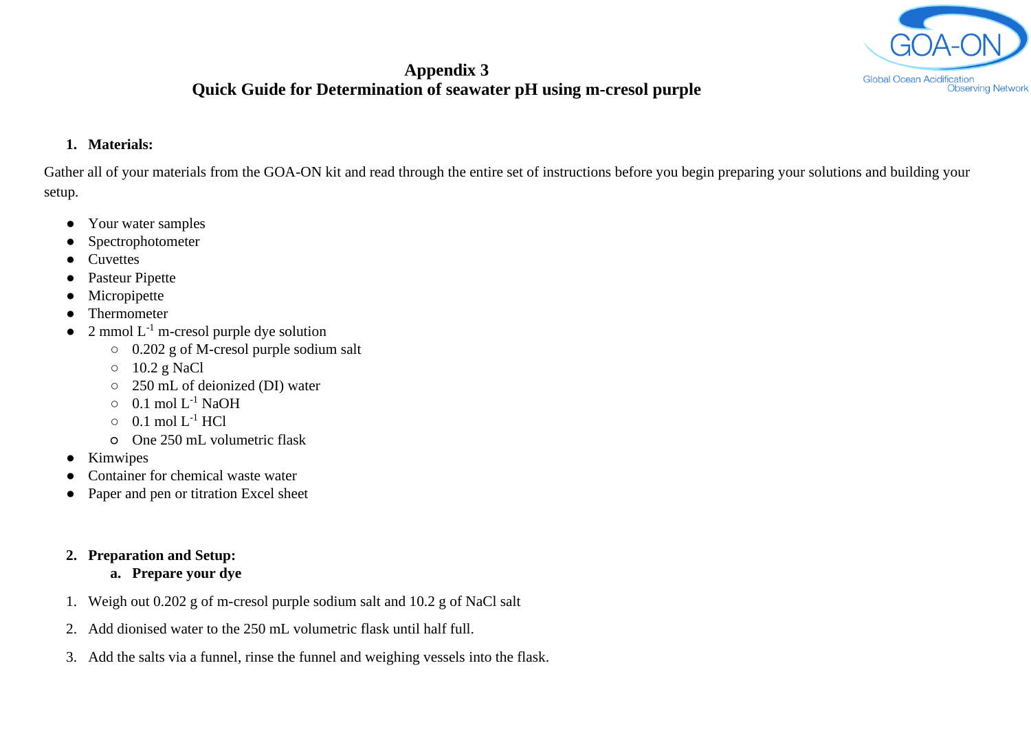# Appendix 3
# Quick Guide for Determination of seawater pH using m-cresol purple

1. **Materials:**

Gather all of your materials from the GOA-ON kit and read through the entire set of instructions before you begin preparing your solutions and building your setup.

- Your water samples
- Spectrophotometer
- Cuvettes
- Pasteur Pipette
- Micropipette
- Thermometer
- 2 mmol $L^{-1}$ m-cresol purple dye solution
  - 0.202 g of M-cresol purple sodium salt
  - 10.2 g NaCl
  - 250 mL of deionized (DI) water
  - 0.1 mol $L^{-1}$ NaOH
  - 0.1 mol $L^{-1}$ HCl
  - One 250 mL volumetric flask
- Kimwipes
- Container for chemical waste water
- Paper and pen or titration Excel sheet

2. **Preparation and Setup:**
   a. **Prepare your dye**

1. Weigh out 0.202 g of m-cresol purple sodium salt and 10.2 g of NaCl salt
2. Add dionised water to the 250 mL volumetric flask until half full.
3. Add the salts via a funnel, rinse the funnel and weighing vessels into the flask.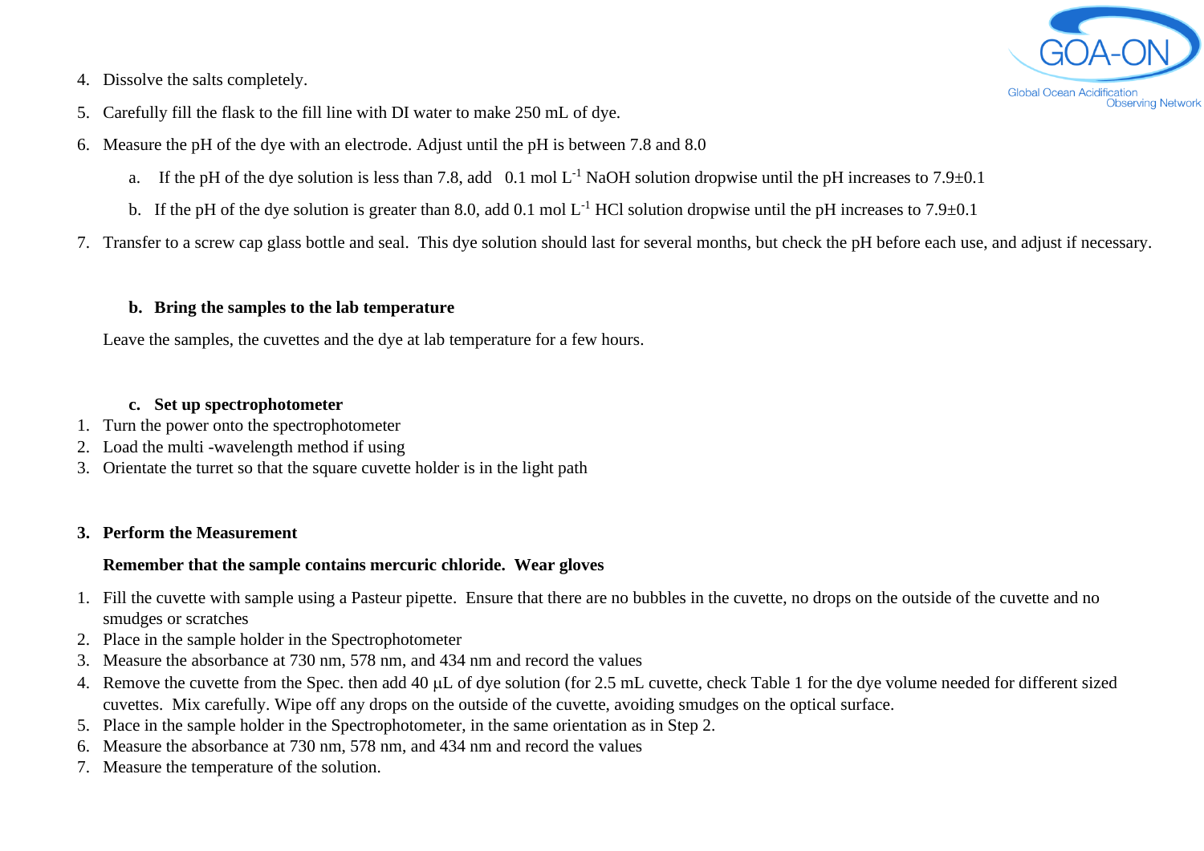4. Dissolve the salts completely.
5. Carefully fill the flask to the fill line with DI water to make 250 mL of dye.
6. Measure the pH of the dye with an electrode. Adjust until the pH is between 7.8 and 8.0
   a. If the pH of the dye solution is less than 7.8, add 0.1 mol $L^{-1}$ NaOH solution dropwise until the pH increases to 7.9±0.1
   b. If the pH of the dye solution is greater than 8.0, add 0.1 mol $L^{-1}$ HCl solution dropwise until the pH increases to 7.9±0.1
7. Transfer to a screw cap glass bottle and seal. This dye solution should last for several months, but check the pH before each use, and adjust if necessary.

#### b. Bring the samples to the lab temperature

Leave the samples, the cuvettes and the dye at lab temperature for a few hours.

#### c. Set up spectrophotometer

1. Turn the power onto the spectrophotometer
2. Load the multi -wavelength method if using
3. Orientate the turret so that the square cuvette holder is in the light path

### 3. Perform the Measurement

**Remember that the sample contains mercuric chloride. Wear gloves**

1. Fill the cuvette with sample using a Pasteur pipette. Ensure that there are no bubbles in the cuvette, no drops on the outside of the cuvette and no smudges or scratches
2. Place in the sample holder in the Spectrophotometer
3. Measure the absorbance at 730 nm, 578 nm, and 434 nm and record the values
4. Remove the cuvette from the Spec. then add 40 µL of dye solution (for 2.5 mL cuvette, check Table 1 for the dye volume needed for different sized cuvettes. Mix carefully. Wipe off any drops on the outside of the cuvette, avoiding smudges on the optical surface.
5. Place in the sample holder in the Spectrophotometer, in the same orientation as in Step 2.
6. Measure the absorbance at 730 nm, 578 nm, and 434 nm and record the values
7. Measure the temperature of the solution.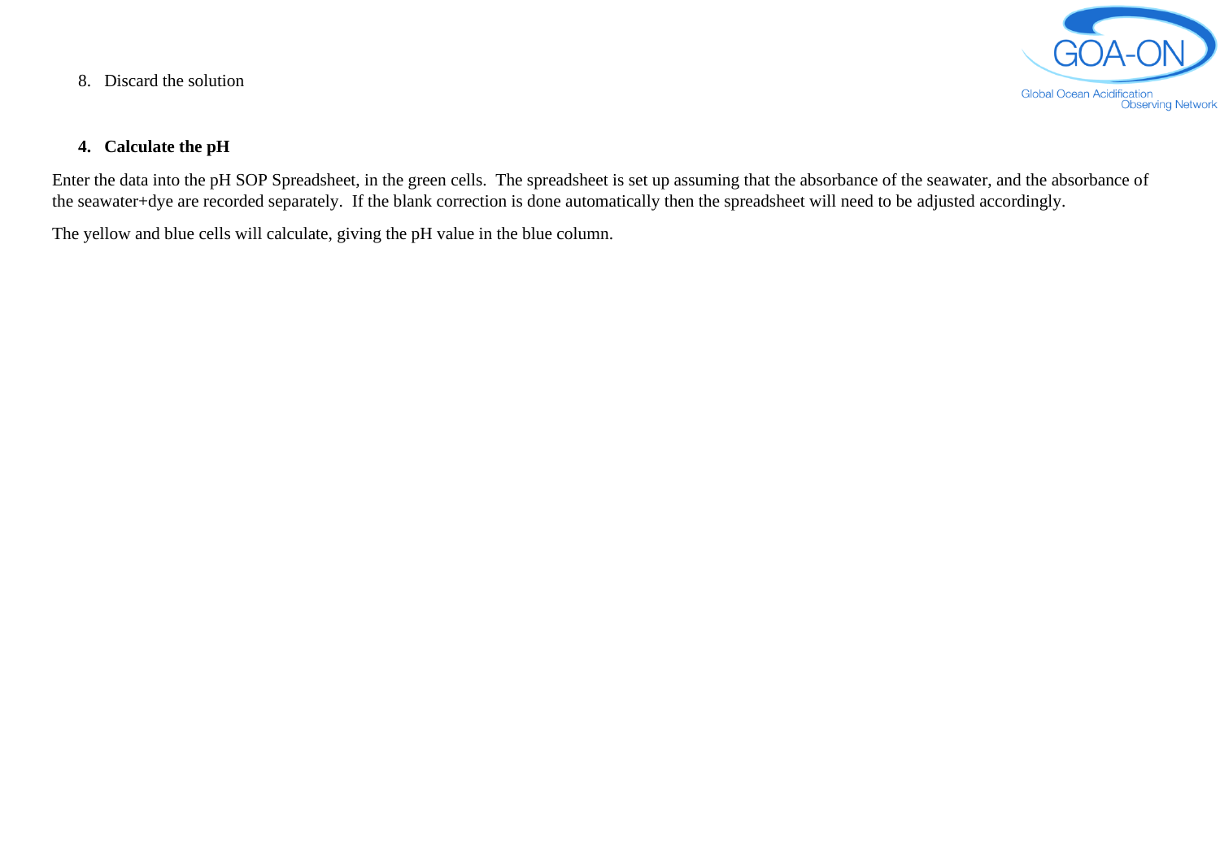8. Discard the solution

## 4. Calculate the pH

Enter the data into the pH SOP Spreadsheet, in the green cells. The spreadsheet is set up assuming that the absorbance of the seawater, and the absorbance of the seawater+dye are recorded separately. If the blank correction is done automatically then the spreadsheet will need to be adjusted accordingly.

The yellow and blue cells will calculate, giving the pH value in the blue column.